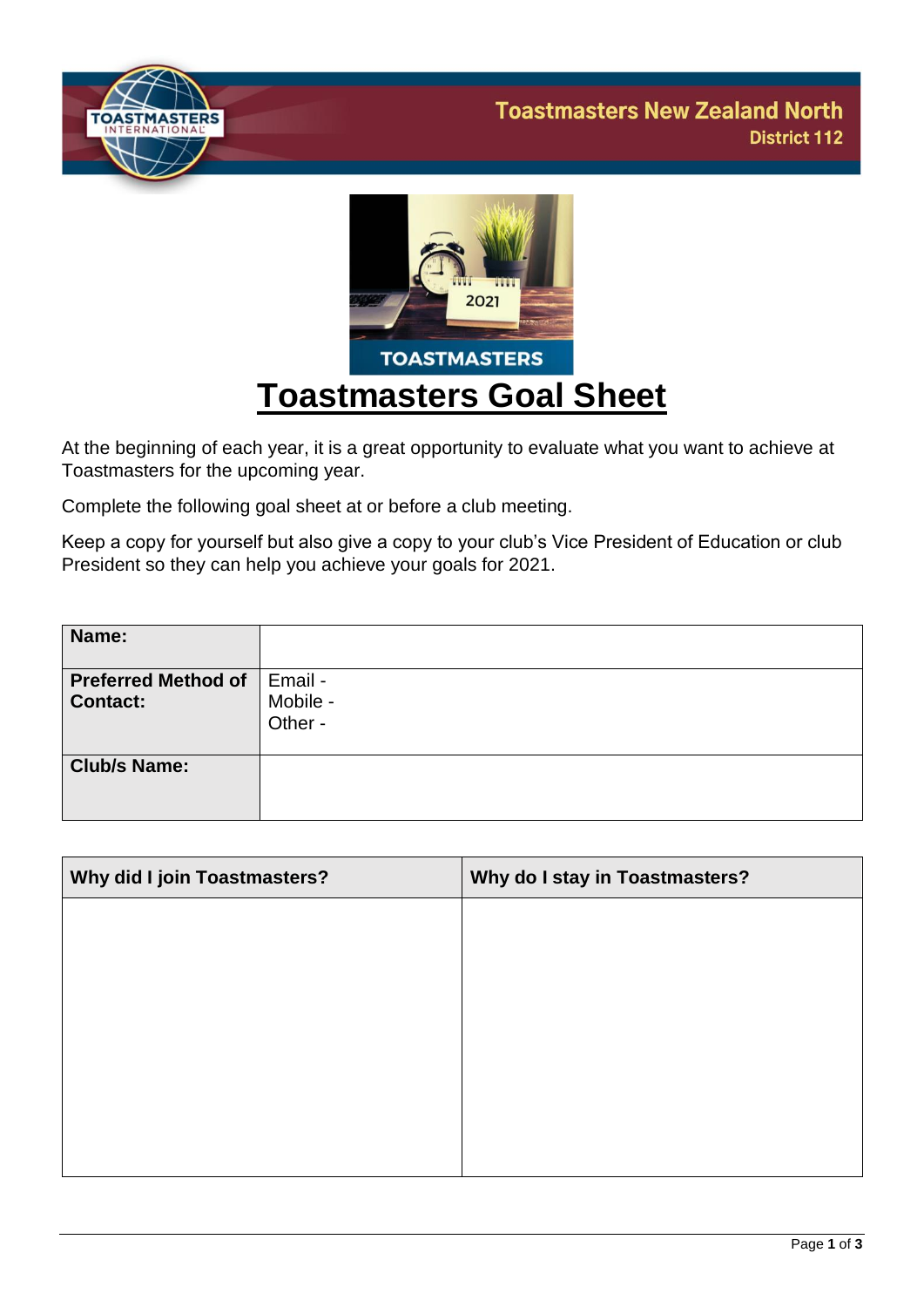Toastmasters New Zealand North
District 112

# Toastmasters Goal Sheet

At the beginning of each year, it is a great opportunity to evaluate what you want to achieve at Toastmasters for the upcoming year.

Complete the following goal sheet at or before a club meeting.

Keep a copy for yourself but also give a copy to your club's Vice President of Education or club President so they can help you achieve your goals for 2021.

| **Name:** | |
|---|---|
| **Preferred Method of Contact:** | Email -<br>Mobile -<br>Other - |
| **Club/s Name:** | |

| **Why did I join Toastmasters?** | **Why do I stay in Toastmasters?** |
|---|---|
| | |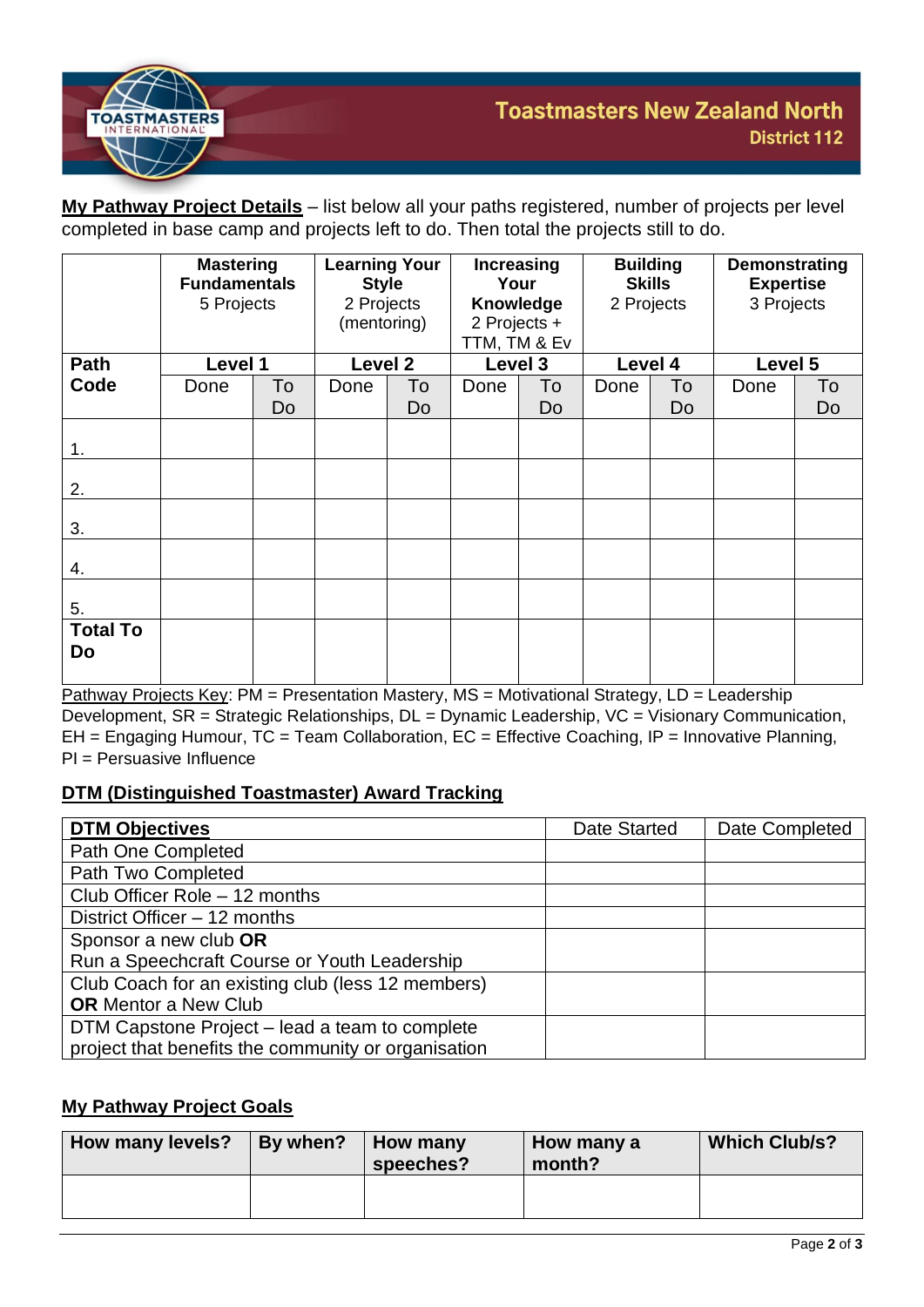**My Pathway Project Details** – list below all your paths registered, number of projects per level completed in base camp and projects left to do. Then total the projects still to do.

| | **Mastering Fundamentals** 5 Projects | | **Learning Your Style** 2 Projects (mentoring) | | **Increasing Your Knowledge** 2 Projects + TTM, TM & Ev | | **Building Skills** 2 Projects | | **Demonstrating Expertise** 3 Projects | |
|---|---|---|---|---|---|---|---|---|---|---|
| **Path Code** | **Level 1** | | **Level 2** | | **Level 3** | | **Level 4** | | **Level 5** | |
| | Done | To Do | Done | To Do | Done | To Do | Done | To Do | Done | To Do |
| 1. | | | | | | | | | | |
| 2. | | | | | | | | | | |
| 3. | | | | | | | | | | |
| 4. | | | | | | | | | | |
| 5. | | | | | | | | | | |
| **Total To Do** | | | | | | | | | | |

Pathway Projects Key: PM = Presentation Mastery, MS = Motivational Strategy, LD = Leadership Development, SR = Strategic Relationships, DL = Dynamic Leadership, VC = Visionary Communication, EH = Engaging Humour, TC = Team Collaboration, EC = Effective Coaching, IP = Innovative Planning, PI = Persuasive Influence

## DTM (Distinguished Toastmaster) Award Tracking

| **DTM Objectives** | Date Started | Date Completed |
|---|---|---|
| Path One Completed | | |
| Path Two Completed | | |
| Club Officer Role – 12 months | | |
| District Officer – 12 months | | |
| Sponsor a new club **OR** Run a Speechcraft Course or Youth Leadership | | |
| Club Coach for an existing club (less 12 members) **OR** Mentor a New Club | | |
| DTM Capstone Project – lead a team to complete project that benefits the community or organisation | | |

## My Pathway Project Goals

| **How many levels?** | **By when?** | **How many speeches?** | **How many a month?** | **Which Club/s?** |
|---|---|---|---|---|
| | | | | |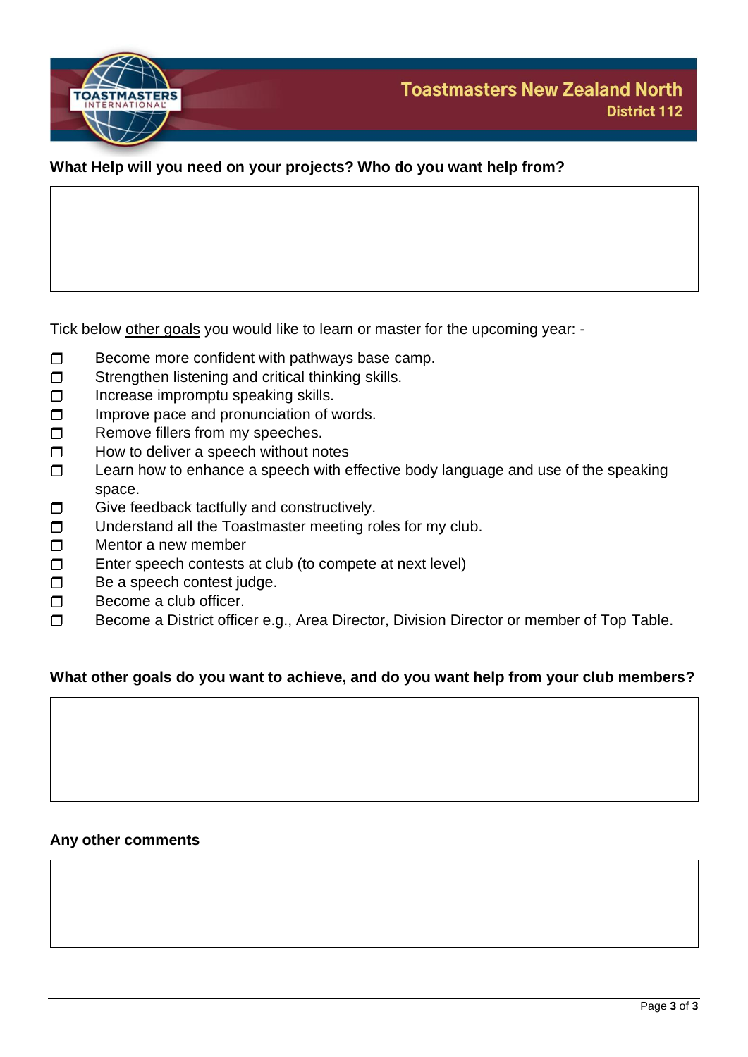**What Help will you need on your projects? Who do you want help from?**

Tick below <u>other goals</u> you would like to learn or master for the upcoming year: -

- ☐ Become more confident with pathways base camp.
- ☐ Strengthen listening and critical thinking skills.
- ☐ Increase impromptu speaking skills.
- ☐ Improve pace and pronunciation of words.
- ☐ Remove fillers from my speeches.
- ☐ How to deliver a speech without notes
- ☐ Learn how to enhance a speech with effective body language and use of the speaking space.
- ☐ Give feedback tactfully and constructively.
- ☐ Understand all the Toastmaster meeting roles for my club.
- ☐ Mentor a new member
- ☐ Enter speech contests at club (to compete at next level)
- ☐ Be a speech contest judge.
- ☐ Become a club officer.
- ☐ Become a District officer e.g., Area Director, Division Director or member of Top Table.

**What other goals do you want to achieve, and do you want help from your club members?**

**Any other comments**